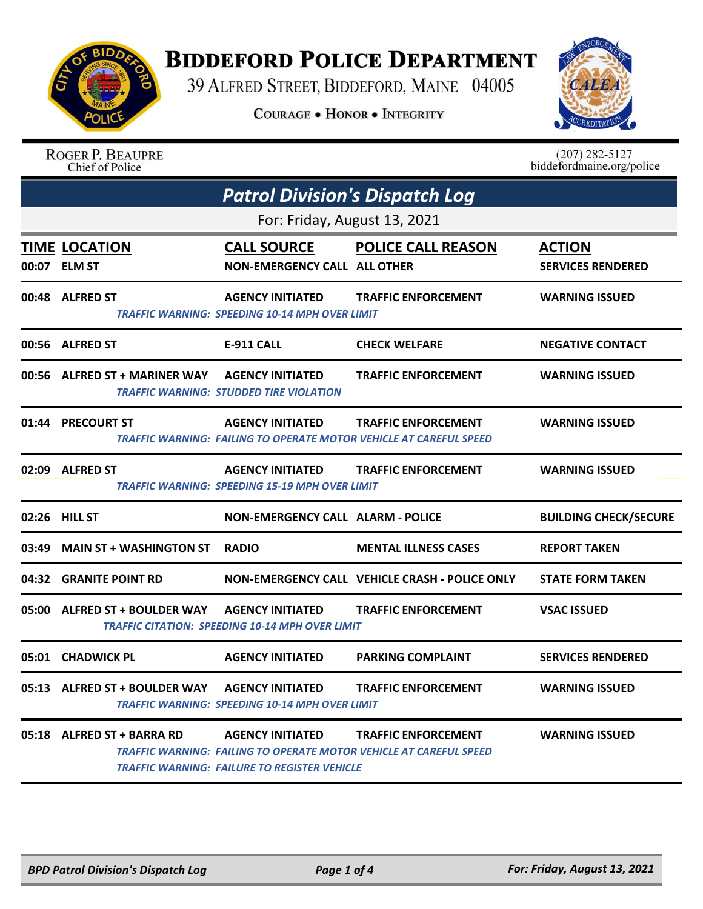# BIDDEFORD POLICE DEPARTMENT

39 ALFRED STREET, BIDDEFORD, MAINE 04005

COURAGE • HONOR • INTEGRITY

ROGER P. BEAUPRE
Chief of Police

(207) 282-5127
biddefordmaine.org/police

## *Patrol Division's Dispatch Log*

For: Friday, August 13, 2021

| TIME | LOCATION | CALL SOURCE | POLICE CALL REASON | ACTION |
|---|---|---|---|---|
| 00:07 | ELM ST | NON-EMERGENCY CALL | ALL OTHER | SERVICES RENDERED |
| 00:48 | ALFRED ST | AGENCY INITIATED | TRAFFIC ENFORCEMENT | WARNING ISSUED |
| | *TRAFFIC WARNING: SPEEDING 10-14 MPH OVER LIMIT* | | | |
| 00:56 | ALFRED ST | E-911 CALL | CHECK WELFARE | NEGATIVE CONTACT |
| 00:56 | ALFRED ST + MARINER WAY | AGENCY INITIATED | TRAFFIC ENFORCEMENT | WARNING ISSUED |
| | *TRAFFIC WARNING: STUDDED TIRE VIOLATION* | | | |
| 01:44 | PRECOURT ST | AGENCY INITIATED | TRAFFIC ENFORCEMENT | WARNING ISSUED |
| | *TRAFFIC WARNING: FAILING TO OPERATE MOTOR VEHICLE AT CAREFUL SPEED* | | | |
| 02:09 | ALFRED ST | AGENCY INITIATED | TRAFFIC ENFORCEMENT | WARNING ISSUED |
| | *TRAFFIC WARNING: SPEEDING 15-19 MPH OVER LIMIT* | | | |
| 02:26 | HILL ST | NON-EMERGENCY CALL | ALARM - POLICE | BUILDING CHECK/SECURE |
| 03:49 | MAIN ST + WASHINGTON ST | RADIO | MENTAL ILLNESS CASES | REPORT TAKEN |
| 04:32 | GRANITE POINT RD | NON-EMERGENCY CALL | VEHICLE CRASH - POLICE ONLY | STATE FORM TAKEN |
| 05:00 | ALFRED ST + BOULDER WAY | AGENCY INITIATED | TRAFFIC ENFORCEMENT | VSAC ISSUED |
| | *TRAFFIC CITATION: SPEEDING 10-14 MPH OVER LIMIT* | | | |
| 05:01 | CHADWICK PL | AGENCY INITIATED | PARKING COMPLAINT | SERVICES RENDERED |
| 05:13 | ALFRED ST + BOULDER WAY | AGENCY INITIATED | TRAFFIC ENFORCEMENT | WARNING ISSUED |
| | *TRAFFIC WARNING: SPEEDING 10-14 MPH OVER LIMIT* | | | |
| 05:18 | ALFRED ST + BARRA RD | AGENCY INITIATED | TRAFFIC ENFORCEMENT | WARNING ISSUED |
| | *TRAFFIC WARNING: FAILING TO OPERATE MOTOR VEHICLE AT CAREFUL SPEED* | | | |
| | *TRAFFIC WARNING: FAILURE TO REGISTER VEHICLE* | | | |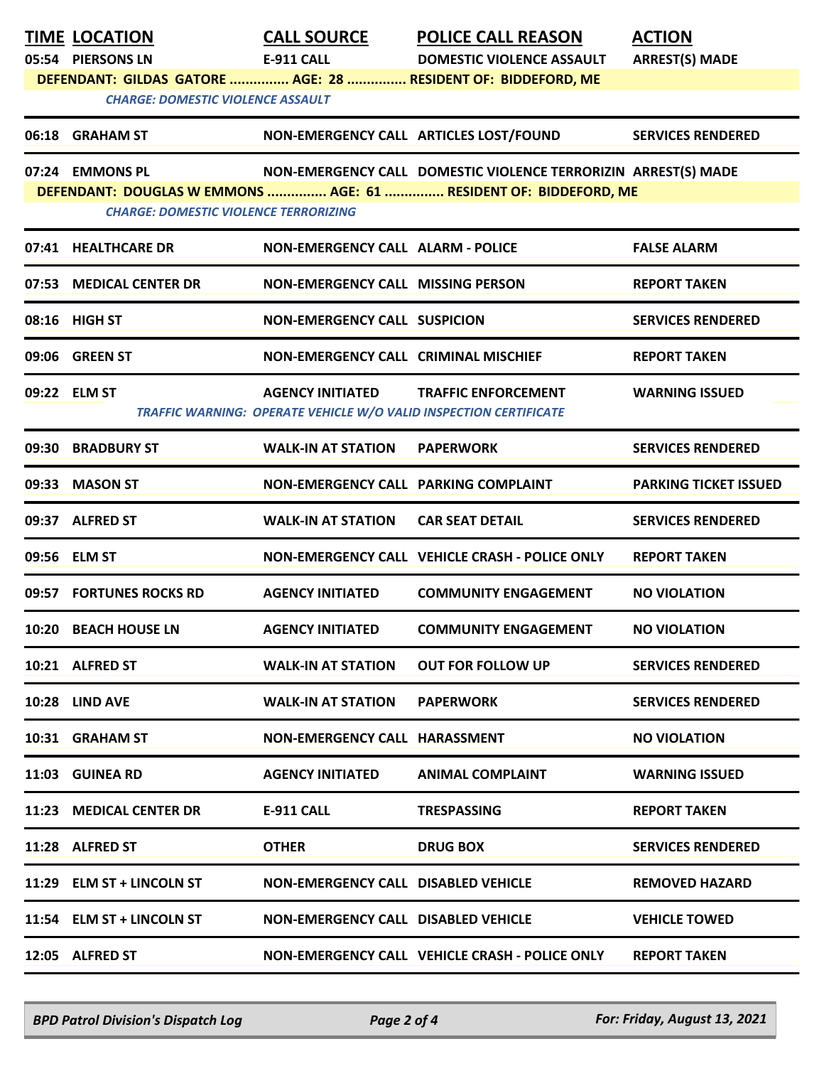| TIME | LOCATION | CALL SOURCE | POLICE CALL REASON | ACTION |
|---|---|---|---|---|
| 05:54 | PIERSONS LN | E-911 CALL | DOMESTIC VIOLENCE ASSAULT | ARREST(S) MADE |
| | DEFENDANT: GILDAS GATORE ............... AGE: 28 ............... RESIDENT OF: BIDDEFORD, ME | | | |
| | *CHARGE: DOMESTIC VIOLENCE ASSAULT* | | | |
| 06:18 | GRAHAM ST | NON-EMERGENCY CALL | ARTICLES LOST/FOUND | SERVICES RENDERED |
| 07:24 | EMMONS PL | NON-EMERGENCY CALL | DOMESTIC VIOLENCE TERRORIZIN | ARREST(S) MADE |
| | DEFENDANT: DOUGLAS W EMMONS ............... AGE: 61 ............... RESIDENT OF: BIDDEFORD, ME | | | |
| | *CHARGE: DOMESTIC VIOLENCE TERRORIZING* | | | |
| 07:41 | HEALTHCARE DR | NON-EMERGENCY CALL | ALARM - POLICE | FALSE ALARM |
| 07:53 | MEDICAL CENTER DR | NON-EMERGENCY CALL | MISSING PERSON | REPORT TAKEN |
| 08:16 | HIGH ST | NON-EMERGENCY CALL | SUSPICION | SERVICES RENDERED |
| 09:06 | GREEN ST | NON-EMERGENCY CALL | CRIMINAL MISCHIEF | REPORT TAKEN |
| 09:22 | ELM ST | AGENCY INITIATED | TRAFFIC ENFORCEMENT | WARNING ISSUED |
| | | *TRAFFIC WARNING: OPERATE VEHICLE W/O VALID INSPECTION CERTIFICATE* | | |
| 09:30 | BRADBURY ST | WALK-IN AT STATION | PAPERWORK | SERVICES RENDERED |
| 09:33 | MASON ST | NON-EMERGENCY CALL | PARKING COMPLAINT | PARKING TICKET ISSUED |
| 09:37 | ALFRED ST | WALK-IN AT STATION | CAR SEAT DETAIL | SERVICES RENDERED |
| 09:56 | ELM ST | NON-EMERGENCY CALL | VEHICLE CRASH - POLICE ONLY | REPORT TAKEN |
| 09:57 | FORTUNES ROCKS RD | AGENCY INITIATED | COMMUNITY ENGAGEMENT | NO VIOLATION |
| 10:20 | BEACH HOUSE LN | AGENCY INITIATED | COMMUNITY ENGAGEMENT | NO VIOLATION |
| 10:21 | ALFRED ST | WALK-IN AT STATION | OUT FOR FOLLOW UP | SERVICES RENDERED |
| 10:28 | LIND AVE | WALK-IN AT STATION | PAPERWORK | SERVICES RENDERED |
| 10:31 | GRAHAM ST | NON-EMERGENCY CALL | HARASSMENT | NO VIOLATION |
| 11:03 | GUINEA RD | AGENCY INITIATED | ANIMAL COMPLAINT | WARNING ISSUED |
| 11:23 | MEDICAL CENTER DR | E-911 CALL | TRESPASSING | REPORT TAKEN |
| 11:28 | ALFRED ST | OTHER | DRUG BOX | SERVICES RENDERED |
| 11:29 | ELM ST + LINCOLN ST | NON-EMERGENCY CALL | DISABLED VEHICLE | REMOVED HAZARD |
| 11:54 | ELM ST + LINCOLN ST | NON-EMERGENCY CALL | DISABLED VEHICLE | VEHICLE TOWED |
| 12:05 | ALFRED ST | NON-EMERGENCY CALL | VEHICLE CRASH - POLICE ONLY | REPORT TAKEN |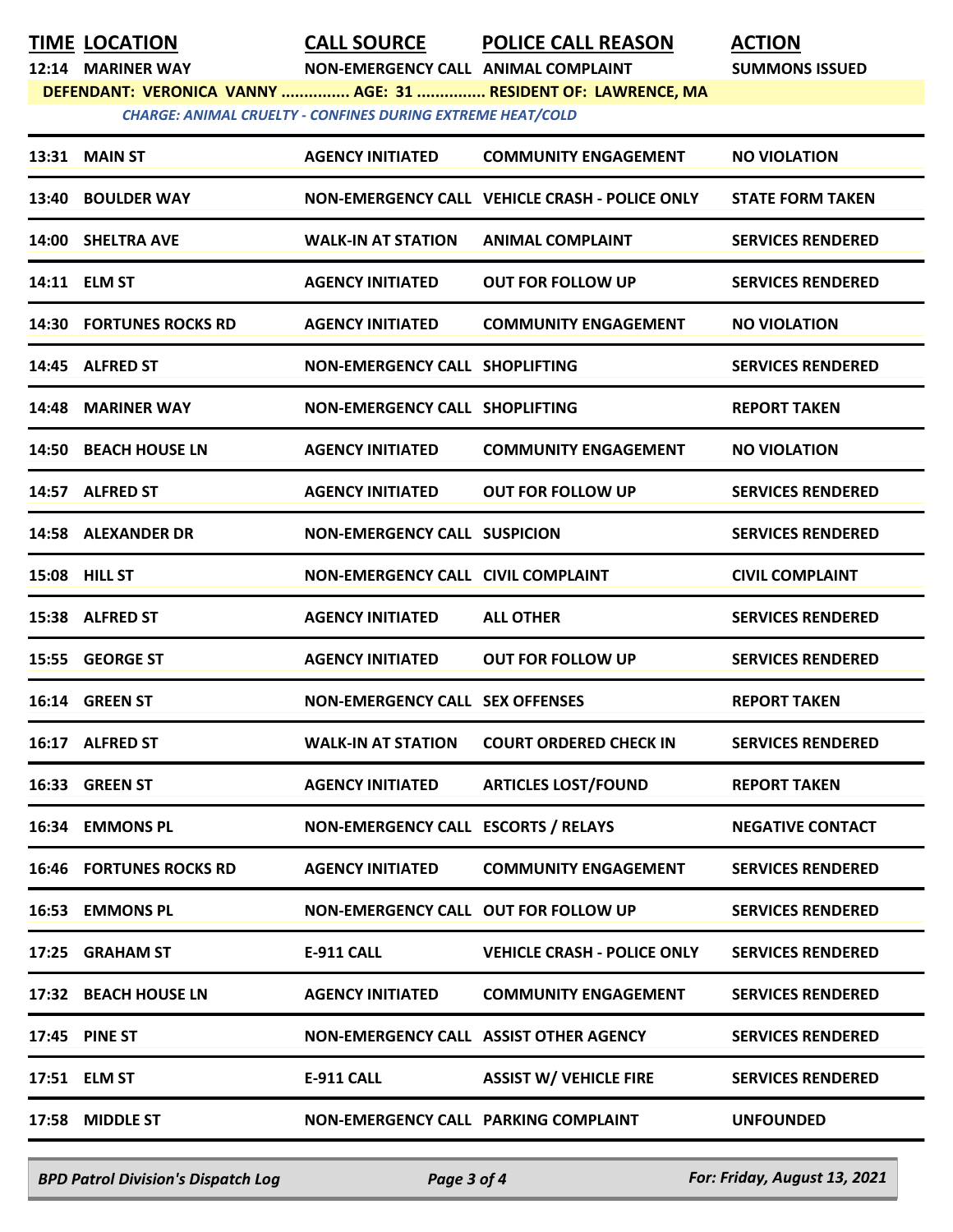| TIME | LOCATION | CALL SOURCE | POLICE CALL REASON | ACTION |
|---|---|---|---|---|
| 12:14 | MARINER WAY | NON-EMERGENCY CALL | ANIMAL COMPLAINT | SUMMONS ISSUED |
| | DEFENDANT: VERONICA VANNY ............... AGE: 31 ............... RESIDENT OF: LAWRENCE, MA | | | |
| | CHARGE: ANIMAL CRUELTY - CONFINES DURING EXTREME HEAT/COLD | | | |
| 13:31 | MAIN ST | AGENCY INITIATED | COMMUNITY ENGAGEMENT | NO VIOLATION |
| 13:40 | BOULDER WAY | NON-EMERGENCY CALL | VEHICLE CRASH - POLICE ONLY | STATE FORM TAKEN |
| 14:00 | SHELTRA AVE | WALK-IN AT STATION | ANIMAL COMPLAINT | SERVICES RENDERED |
| 14:11 | ELM ST | AGENCY INITIATED | OUT FOR FOLLOW UP | SERVICES RENDERED |
| 14:30 | FORTUNES ROCKS RD | AGENCY INITIATED | COMMUNITY ENGAGEMENT | NO VIOLATION |
| 14:45 | ALFRED ST | NON-EMERGENCY CALL | SHOPLIFTING | SERVICES RENDERED |
| 14:48 | MARINER WAY | NON-EMERGENCY CALL | SHOPLIFTING | REPORT TAKEN |
| 14:50 | BEACH HOUSE LN | AGENCY INITIATED | COMMUNITY ENGAGEMENT | NO VIOLATION |
| 14:57 | ALFRED ST | AGENCY INITIATED | OUT FOR FOLLOW UP | SERVICES RENDERED |
| 14:58 | ALEXANDER DR | NON-EMERGENCY CALL | SUSPICION | SERVICES RENDERED |
| 15:08 | HILL ST | NON-EMERGENCY CALL | CIVIL COMPLAINT | CIVIL COMPLAINT |
| 15:38 | ALFRED ST | AGENCY INITIATED | ALL OTHER | SERVICES RENDERED |
| 15:55 | GEORGE ST | AGENCY INITIATED | OUT FOR FOLLOW UP | SERVICES RENDERED |
| 16:14 | GREEN ST | NON-EMERGENCY CALL | SEX OFFENSES | REPORT TAKEN |
| 16:17 | ALFRED ST | WALK-IN AT STATION | COURT ORDERED CHECK IN | SERVICES RENDERED |
| 16:33 | GREEN ST | AGENCY INITIATED | ARTICLES LOST/FOUND | REPORT TAKEN |
| 16:34 | EMMONS PL | NON-EMERGENCY CALL | ESCORTS / RELAYS | NEGATIVE CONTACT |
| 16:46 | FORTUNES ROCKS RD | AGENCY INITIATED | COMMUNITY ENGAGEMENT | SERVICES RENDERED |
| 16:53 | EMMONS PL | NON-EMERGENCY CALL | OUT FOR FOLLOW UP | SERVICES RENDERED |
| 17:25 | GRAHAM ST | E-911 CALL | VEHICLE CRASH - POLICE ONLY | SERVICES RENDERED |
| 17:32 | BEACH HOUSE LN | AGENCY INITIATED | COMMUNITY ENGAGEMENT | SERVICES RENDERED |
| 17:45 | PINE ST | NON-EMERGENCY CALL | ASSIST OTHER AGENCY | SERVICES RENDERED |
| 17:51 | ELM ST | E-911 CALL | ASSIST W/ VEHICLE FIRE | SERVICES RENDERED |
| 17:58 | MIDDLE ST | NON-EMERGENCY CALL | PARKING COMPLAINT | UNFOUNDED |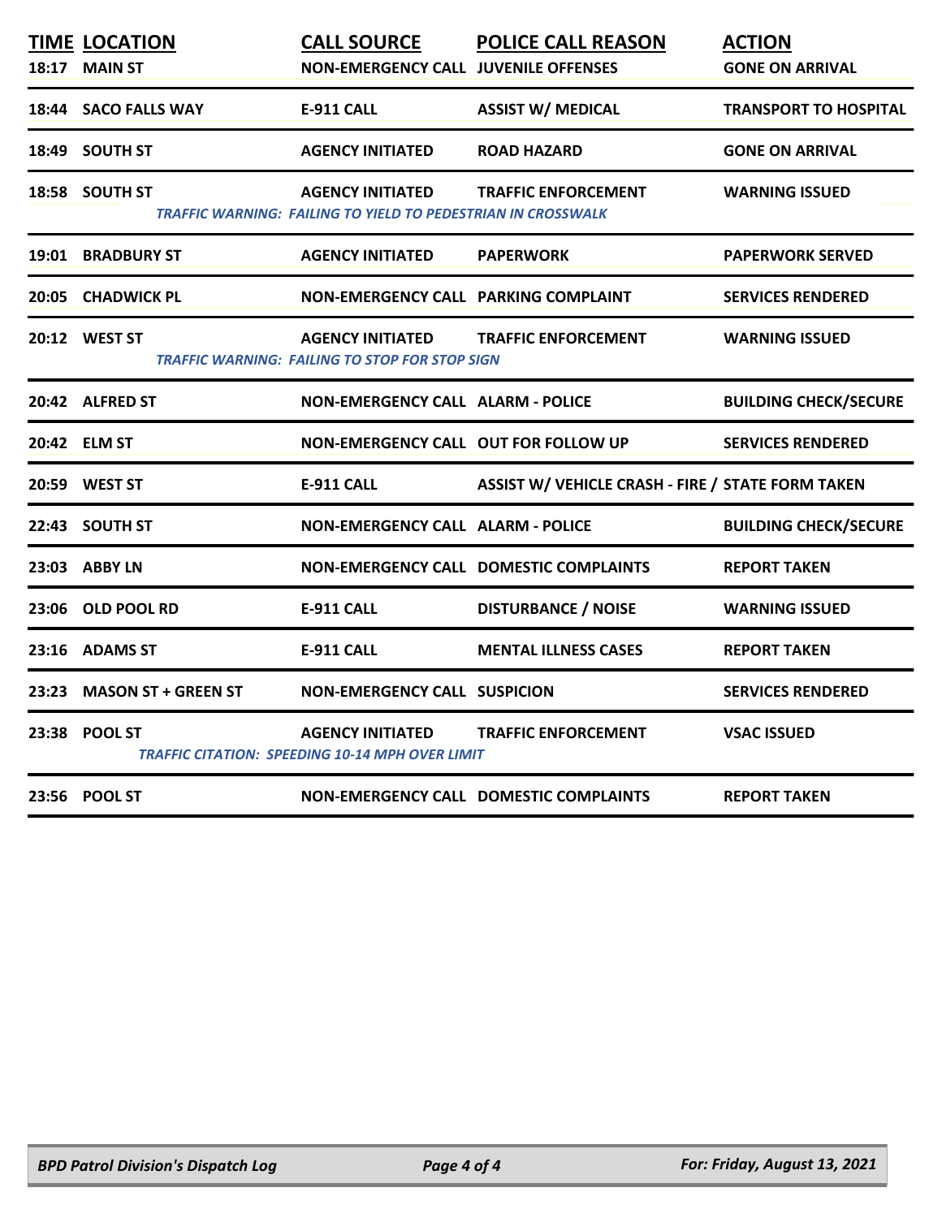| TIME | LOCATION | CALL SOURCE | POLICE CALL REASON | ACTION |
|---|---|---|---|---|
| 18:17 | MAIN ST | NON-EMERGENCY CALL | JUVENILE OFFENSES | GONE ON ARRIVAL |
| 18:44 | SACO FALLS WAY | E-911 CALL | ASSIST W/ MEDICAL | TRANSPORT TO HOSPITAL |
| 18:49 | SOUTH ST | AGENCY INITIATED | ROAD HAZARD | GONE ON ARRIVAL |
| 18:58 | SOUTH ST | AGENCY INITIATED | TRAFFIC ENFORCEMENT | WARNING ISSUED |
| | | *TRAFFIC WARNING: FAILING TO YIELD TO PEDESTRIAN IN CROSSWALK* | | |
| 19:01 | BRADBURY ST | AGENCY INITIATED | PAPERWORK | PAPERWORK SERVED |
| 20:05 | CHADWICK PL | NON-EMERGENCY CALL | PARKING COMPLAINT | SERVICES RENDERED |
| 20:12 | WEST ST | AGENCY INITIATED | TRAFFIC ENFORCEMENT | WARNING ISSUED |
| | | *TRAFFIC WARNING: FAILING TO STOP FOR STOP SIGN* | | |
| 20:42 | ALFRED ST | NON-EMERGENCY CALL | ALARM - POLICE | BUILDING CHECK/SECURE |
| 20:42 | ELM ST | NON-EMERGENCY CALL | OUT FOR FOLLOW UP | SERVICES RENDERED |
| 20:59 | WEST ST | E-911 CALL | ASSIST W/ VEHICLE CRASH - FIRE / | STATE FORM TAKEN |
| 22:43 | SOUTH ST | NON-EMERGENCY CALL | ALARM - POLICE | BUILDING CHECK/SECURE |
| 23:03 | ABBY LN | NON-EMERGENCY CALL | DOMESTIC COMPLAINTS | REPORT TAKEN |
| 23:06 | OLD POOL RD | E-911 CALL | DISTURBANCE / NOISE | WARNING ISSUED |
| 23:16 | ADAMS ST | E-911 CALL | MENTAL ILLNESS CASES | REPORT TAKEN |
| 23:23 | MASON ST + GREEN ST | NON-EMERGENCY CALL | SUSPICION | SERVICES RENDERED |
| 23:38 | POOL ST | AGENCY INITIATED | TRAFFIC ENFORCEMENT | VSAC ISSUED |
| | | *TRAFFIC CITATION: SPEEDING 10-14 MPH OVER LIMIT* | | |
| 23:56 | POOL ST | NON-EMERGENCY CALL | DOMESTIC COMPLAINTS | REPORT TAKEN |